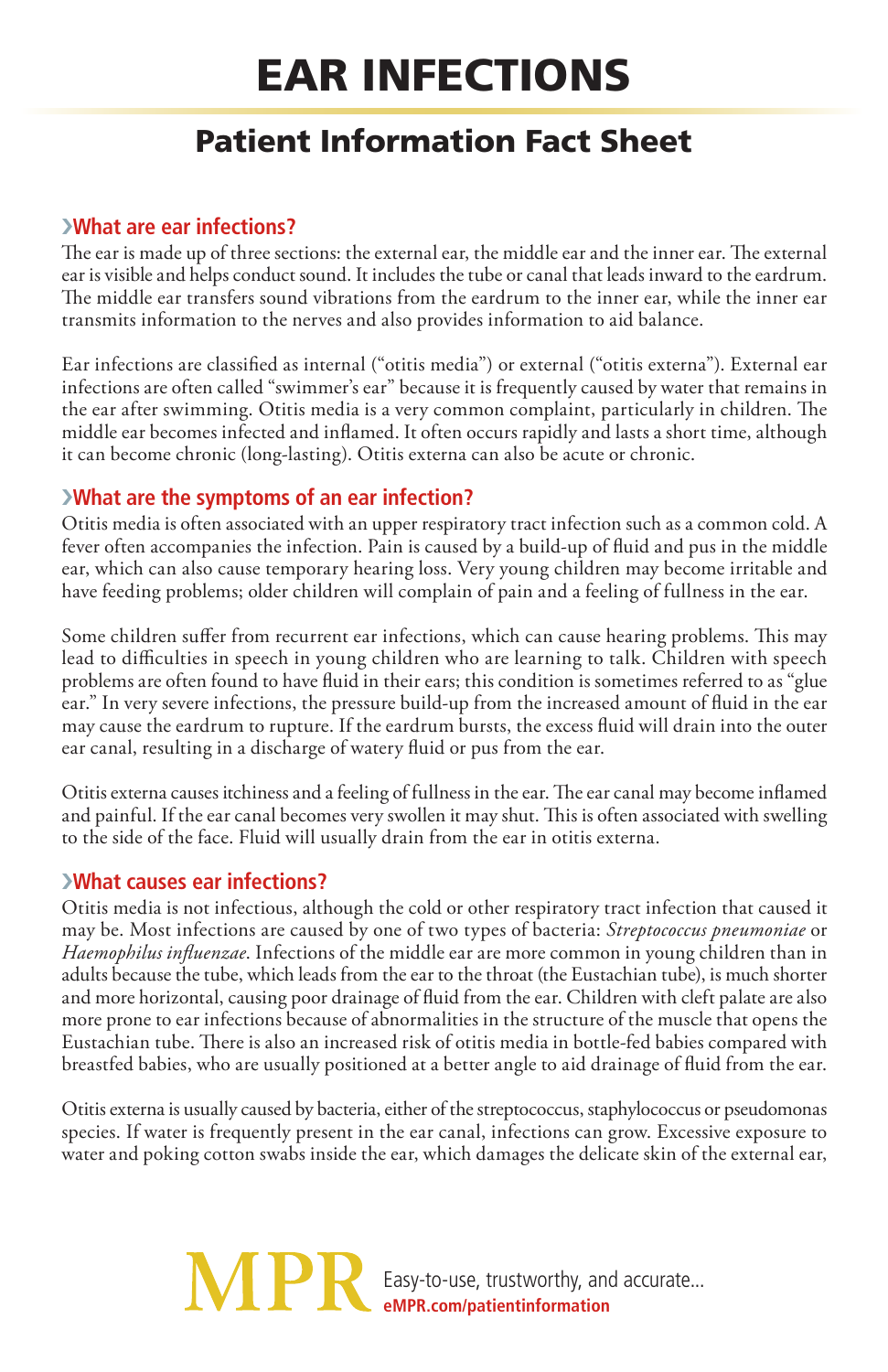# EAR INFECTIONS

## Patient Information Fact Sheet

### ›What are ear infections?

The ear is made up of three sections: the external ear, the middle ear and the inner ear. The external ear is visible and helps conduct sound. It includes the tube or canal that leads inward to the eardrum. The middle ear transfers sound vibrations from the eardrum to the inner ear, while the inner ear transmits information to the nerves and also provides information to aid balance.

Ear infections are classified as internal ("otitis media") or external ("otitis externa"). External ear infections are often called "swimmer's ear" because it is frequently caused by water that remains in the ear after swimming. Otitis media is a very common complaint, particularly in children. The middle ear becomes infected and inflamed. It often occurs rapidly and lasts a short time, although it can become chronic (long-lasting). Otitis externa can also be acute or chronic.

### ›What are the symptoms of an ear infection?

Otitis media is often associated with an upper respiratory tract infection such as a common cold. A fever often accompanies the infection. Pain is caused by a build-up of fluid and pus in the middle ear, which can also cause temporary hearing loss. Very young children may become irritable and have feeding problems; older children will complain of pain and a feeling of fullness in the ear.

Some children suffer from recurrent ear infections, which can cause hearing problems. This may lead to difficulties in speech in young children who are learning to talk. Children with speech problems are often found to have fluid in their ears; this condition is sometimes referred to as "glue ear." In very severe infections, the pressure build-up from the increased amount of fluid in the ear may cause the eardrum to rupture. If the eardrum bursts, the excess fluid will drain into the outer ear canal, resulting in a discharge of watery fluid or pus from the ear.

Otitis externa causes itchiness and a feeling of fullness in the ear. The ear canal may become inflamed and painful. If the ear canal becomes very swollen it may shut. This is often associated with swelling to the side of the face. Fluid will usually drain from the ear in otitis externa.

### ›What causes ear infections?

Otitis media is not infectious, although the cold or other respiratory tract infection that caused it may be. Most infections are caused by one of two types of bacteria: *Streptococcus pneumoniae* or *Haemophilus influenzae*. Infections of the middle ear are more common in young children than in adults because the tube, which leads from the ear to the throat (the Eustachian tube), is much shorter and more horizontal, causing poor drainage of fluid from the ear. Children with cleft palate are also more prone to ear infections because of abnormalities in the structure of the muscle that opens the Eustachian tube. There is also an increased risk of otitis media in bottle-fed babies compared with breastfed babies, who are usually positioned at a better angle to aid drainage of fluid from the ear.

Otitis externa is usually caused by bacteria, either of the streptococcus, staphylococcus or pseudomonas species. If water is frequently present in the ear canal, infections can grow. Excessive exposure to water and poking cotton swabs inside the ear, which damages the delicate skin of the external ear,

MPR Easy-to-use, trustworthy, and accurate...
eMPR.com/patientinformation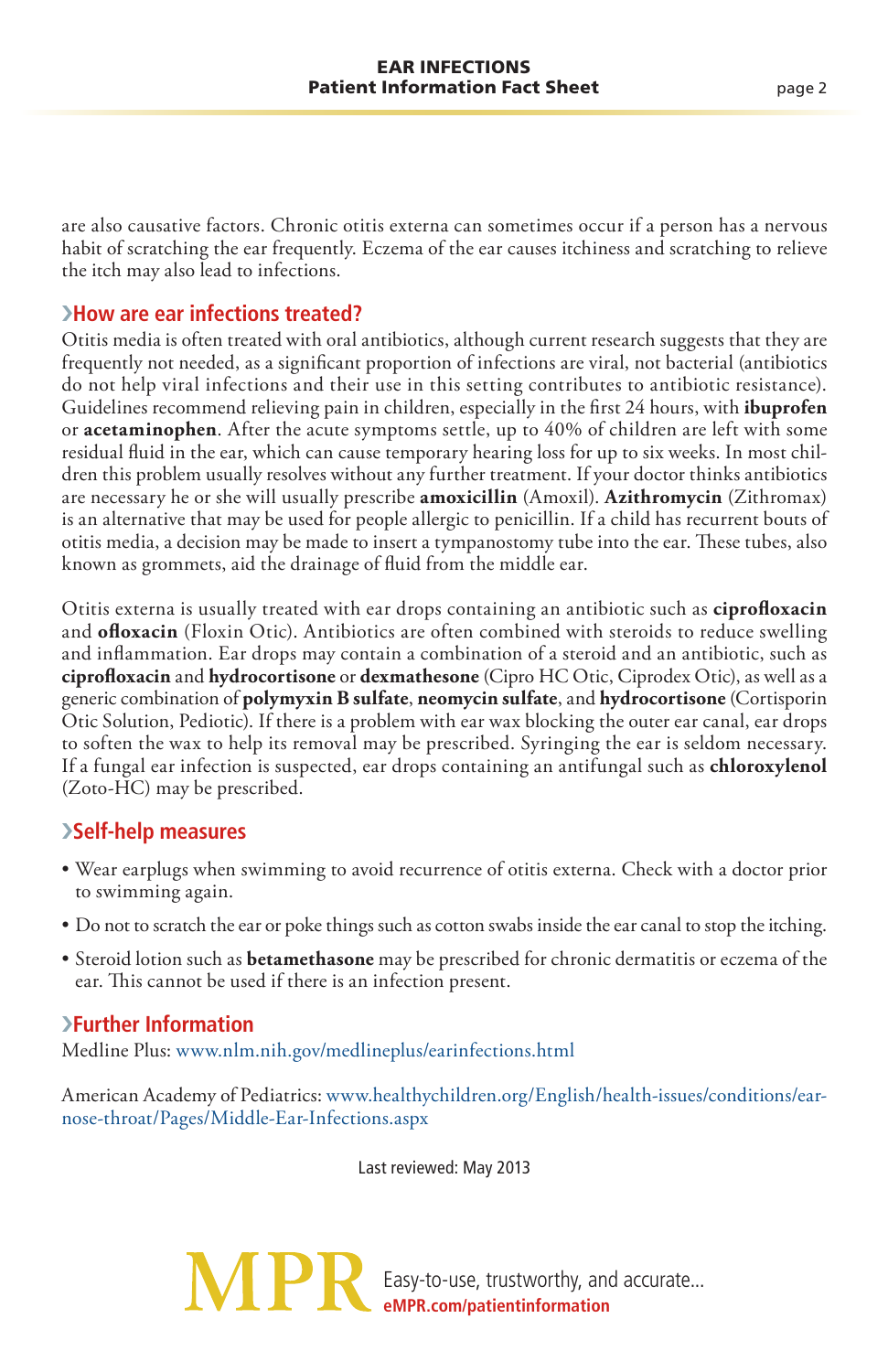are also causative factors. Chronic otitis externa can sometimes occur if a person has a nervous habit of scratching the ear frequently. Eczema of the ear causes itchiness and scratching to relieve the itch may also lead to infections.

## How are ear infections treated?

Otitis media is often treated with oral antibiotics, although current research suggests that they are frequently not needed, as a significant proportion of infections are viral, not bacterial (antibiotics do not help viral infections and their use in this setting contributes to antibiotic resistance). Guidelines recommend relieving pain in children, especially in the first 24 hours, with **ibuprofen** or **acetaminophen**. After the acute symptoms settle, up to 40% of children are left with some residual fluid in the ear, which can cause temporary hearing loss for up to six weeks. In most children this problem usually resolves without any further treatment. If your doctor thinks antibiotics are necessary he or she will usually prescribe **amoxicillin** (Amoxil). **Azithromycin** (Zithromax) is an alternative that may be used for people allergic to penicillin. If a child has recurrent bouts of otitis media, a decision may be made to insert a tympanostomy tube into the ear. These tubes, also known as grommets, aid the drainage of fluid from the middle ear.

Otitis externa is usually treated with ear drops containing an antibiotic such as **ciprofloxacin** and **ofloxacin** (Floxin Otic). Antibiotics are often combined with steroids to reduce swelling and inflammation. Ear drops may contain a combination of a steroid and an antibiotic, such as **ciprofloxacin** and **hydrocortisone** or **dexmathesone** (Cipro HC Otic, Ciprodex Otic), as well as a generic combination of **polymyxin B sulfate**, **neomycin sulfate**, and **hydrocortisone** (Cortisporin Otic Solution, Pediotic). If there is a problem with ear wax blocking the outer ear canal, ear drops to soften the wax to help its removal may be prescribed. Syringing the ear is seldom necessary. If a fungal ear infection is suspected, ear drops containing an antifungal such as **chloroxylenol** (Zoto-HC) may be prescribed.

## Self-help measures

- Wear earplugs when swimming to avoid recurrence of otitis externa. Check with a doctor prior to swimming again.
- Do not to scratch the ear or poke things such as cotton swabs inside the ear canal to stop the itching.
- Steroid lotion such as **betamethasone** may be prescribed for chronic dermatitis or eczema of the ear. This cannot be used if there is an infection present.

## Further Information

Medline Plus: www.nlm.nih.gov/medlineplus/earinfections.html

American Academy of Pediatrics: www.healthychildren.org/English/health-issues/conditions/ear-nose-throat/Pages/Middle-Ear-Infections.aspx

Last reviewed: May 2013

MPR Easy-to-use, trustworthy, and accurate...
eMPR.com/patientinformation